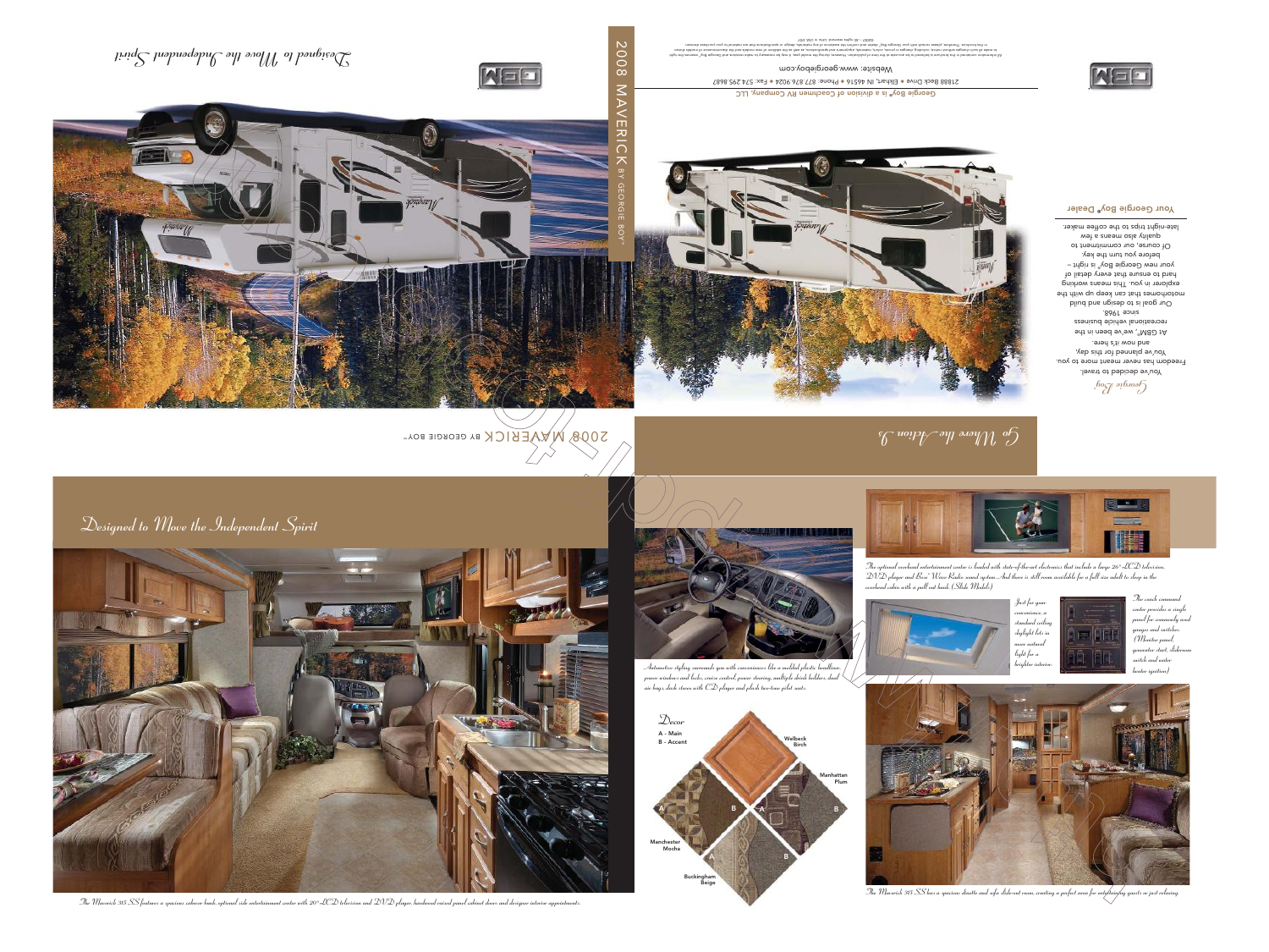# Designed to Move the Independent Spirit

2008 MAVERICK BY GEORGIE BOY™

## Go Where the Action Is

*Georgie Boy*

You've decided to travel.
Freedom has never meant more to you.
You've planned for this day,
and now it's here.

At GBM®, we've been in the
recreational vehicle business
since 1968.
Our goal is to design and build
motorhomes that can keep up with the
explorer in you. This means working
hard to ensure that every detail of
your new Georgie Boy® is right –
before you turn the key.
Of course, our commitment to
quality also means a few
late-night trips to the coffee maker.

**Your Georgie Boy® Dealer**

**Georgie Boy® is a division of Coachmen RV Company, LLC**

21888 Beck Drive • Elkhart, IN 46516 • Phone: 877.876.9024 • Fax: 574.295.8687

Website: www.georgieboy.com

©2007 – All rights reserved. Litho in USA 2007

## Designed to Move the Independent Spirit

*The Maverick 315 SS features a spacious cabover bunk, optional side entertainment center with 20" LCD television and DVD player, hardwood raised panel cabinet doors and designer interior appointments.*

*Automotive styling surrounds you with conveniences like a molded plastic headliner, power windows and locks, cruise control, power steering, multiple drink holders, dual air bags, dash stereo with CD player and plush two-tone pilot seats.*

*The optional overhead entertainment center is loaded with state-of-the-art electronics that include a large 26" LCD television, DVD player and Bose® Wave Radio sound system. And there is still room available for a full size adult to sleep in the overhead cabin with a pull out bunk. (Slide Models)*

*Just for your convenience, a standard ceiling skylight lets in more natural light for a brighter interior.*

*The coach command center provides a single panel for commonly used gauges and switches. (Monitor panel, generator start, slideroom switch and water heater ignition)*

### Decor

A - Main
B - Accent

- Welbeck Birch
- Manhattan Plum
- Manchester Mocha
- Buckingham Beige

*The Maverick 315 SS has a spacious dinette and sofa slide-out room, creating a perfect area for entertaining guests or just relaxing.*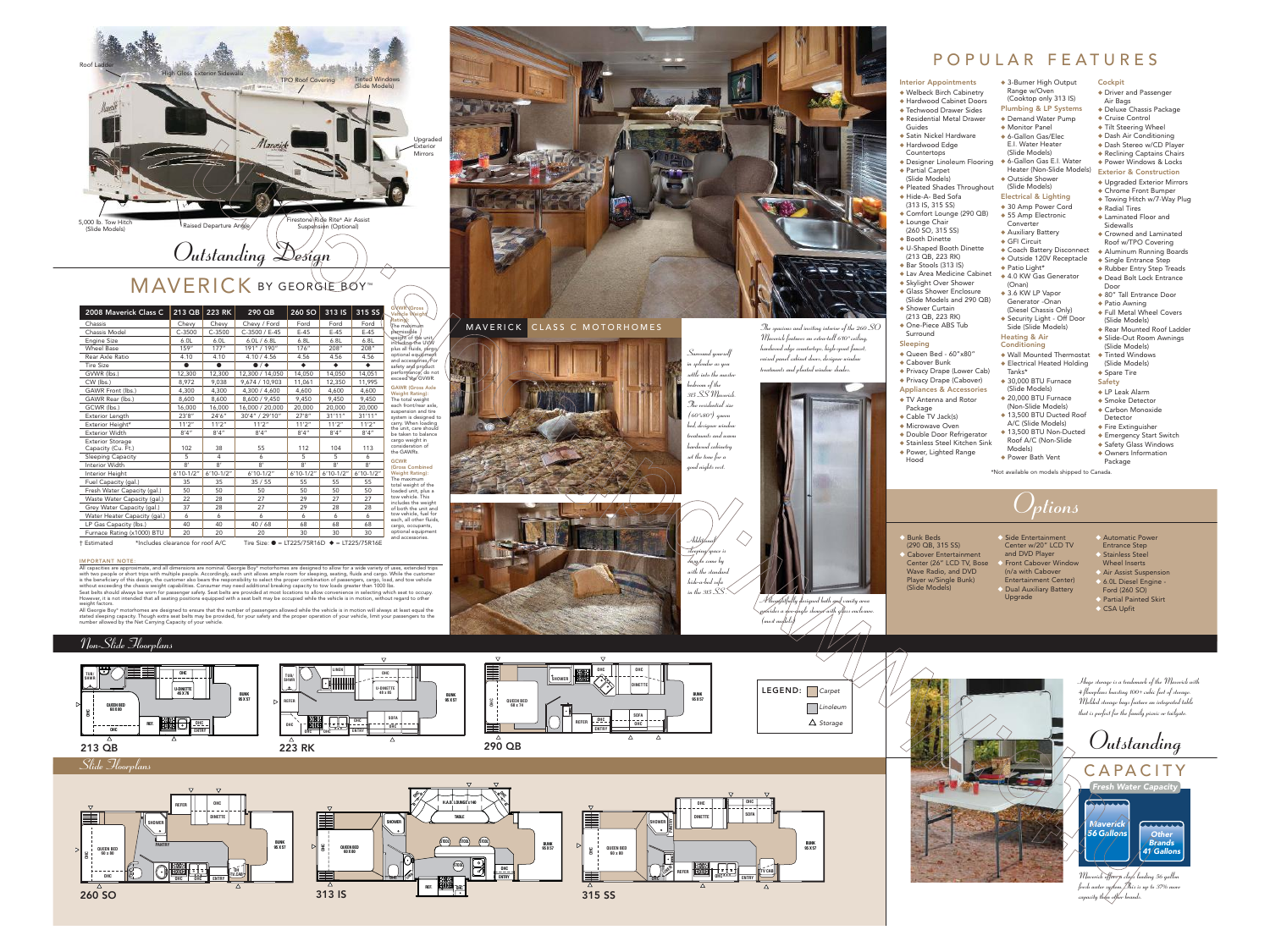Roof Ladder

High Gloss Exterior Sidewalls

TPO Roof Covering

Tinted Windows (Slide Models)

Upgraded Exterior Mirrors

5,000 lb. Tow Hitch (Slide Models)

Raised Departure Angle

Firestone Ride Rite® Air Assist Suspension (Optional)

# *Outstanding Design*

## MAVERICK BY GEORGIE BOY™

| 2008 Maverick Class C | 213 QB | 223 RK | 290 QB | 260 SO | 313 IS | 315 SS |
|---|---|---|---|---|---|---|
| Chassis | Chevy | Chevy | Chevy / Ford | Ford | Ford | Ford |
| Chassis Model | C-3500 | C-3500 | C-3500 / E-45 | E-45 | E-45 | E-45 |
| Engine Size | 6.0L | 6.0L | 6.0L / 6.8L | 6.8L | 6.8L | 6.8L |
| Wheel Base | 159" | 177" | 191" / 190" | 176" | 208" | 208" |
| Rear Axle Ratio | 4.10 | 4.10 | 4.10 / 4.56 | 4.56 | 4.56 | 4.56 |
| Tire Size | ● | ● | ● / ◆ | ◆ | ◆ | ◆ |
| GVWR (lbs.) | 12,300 | 12,300 | 12,300 / 14,050 | 14,050 | 14,050 | 14,051 |
| CW (lbs.) | 8,972 | 9,038 | 9,674 / 10,903 | 11,061 | 12,350 | 11,995 |
| GAWR Front (lbs.) | 4,300 | 4,300 | 4,300 / 4,600 | 4,600 | 4,600 | 4,600 |
| GAWR Rear (lbs.) | 8,600 | 8,600 | 8,600 / 9,450 | 9,450 | 9,450 | 9,450 |
| GCWR (lbs.) | 16,000 | 16,000 | 16,000 / 20,000 | 20,000 | 20,000 | 20,000 |
| Exterior Length | 23'8" | 24'6" | 30'4" / 29'10" | 27'8" | 31'11" | 31'11" |
| Exterior Height* | 11'2" | 11'2" | 11'2" | 11'2" | 11'2" | 11'2" |
| Exterior Width | 8'4" | 8'4" | 8'4" | 8'4" | 8'4" | 8'4" |
| Exterior Storage Capacity (Cu. Ft.) | 102 | 38 | 55 | 112 | 104 | 113 |
| Sleeping Capacity | 5 | 4 | 6 | 5 | 5 | 6 |
| Interior Width | 8' | 8' | 8' | 8' | 8' | 8' |
| Interior Height | 6'10-1/2" | 6'10-1/2" | 6'10-1/2" | 6'10-1/2" | 6'10-1/2" | 6'10-1/2" |
| Fuel Capacity (gal.) | 35 | 35 | 35 / 55 | 55 | 55 | 55 |
| Fresh Water Capacity (gal.) | 50 | 50 | 50 | 50 | 50 | 50 |
| Waste Water Capacity (gal.) | 22 | 28 | 27 | 29 | 27 | 27 |
| Grey Water Capacity (gal.) | 37 | 28 | 27 | 29 | 28 | 28 |
| Water Heater Capacity (gal.) | 6 | 6 | 6 | 6 | 6 | 6 |
| LP Gas Capacity (lbs.) | 40 | 40 | 40 / 68 | 68 | 68 | 68 |
| Furnace Rating (x1000) BTU | 20 | 20 | 20 | 30 | 30 | 30 |

† Estimated *Includes clearance for roof A/C Tire Size: ● = LT225/75R16D ◆ = LT225/75R16E

**GVWR** (Gross Vehicle Weight Rating): The maximum permissible weight of the unit, including the UVW plus all fluids, cargo, optional equipment and accessories. For safety and product performance, do not exceed the GVWR.

**GAWR** (Gross Axle Weight Rating): The total weight each front/rear axle, suspension and tire system is designed to carry. When loading the unit, care should be taken to balance cargo weight in consideration of the GAWRs.

**GCWR** (Gross Combined Weight Rating): The maximum total weight of the loaded unit, plus a tow vehicle. This includes the weight of both the unit and tow vehicle, fuel for each, all other fluids, cargo, occupants, optional equipment and accessories.

**IMPORTANT NOTE:**
All capacities are approximate, and all dimensions are nominal. Georgie Boy® motorhomes are designed to allow for a wide variety of uses, extended trips with two people or short trips with multiple people. Accordingly, each unit allows ample room for sleeping, seating, fluids and cargo. While the customer is the beneficiary of this design, the customer also bears the responsibility to select the proper combination of passengers, cargo, load, and tow vehicle without exceeding the chassis weight capabilities. Consumer may need additional breaking capacity to tow loads greater than 1000 lbs.
Seat belts should always be worn for passenger safety. Seat belts are provided at most locations to allow convenience in selecting which seat to occupy. However, it is not intended that all seating positions equipped with a seat belt may be occupied while the vehicle is in motion, without regard to other weight factors.
All Georgie Boy® motorhomes are designed to ensure that the number of passengers allowed while the vehicle is in motion will always at least equal the stated sleeping capacity. Though extra seat belts may be provided, for your safety and the proper operation of your vehicle, limit your passengers to the number allowed by the Net Carrying Capacity of your vehicle.

MAVERICK CLASS C MOTORHOMES

*Surround yourself in splendor as you settle into the master bedroom of the 313 SS Maverick. The residential size (60"x80") queen bed, designer window treatments and warm hardwood cabinetry set the tone for a good night's rest.*

*The spacious and inviting interior of the 260 SO Maverick features an extra-tall 6'10" ceiling, hardwood edge countertops, high-gloss faucet, raised panel cabinet doors, designer window treatments and pleated window shades.*

*Additional sleeping space is easy to come by with the standard hide-a-bed sofa in the 315 SS.*

*A thoughtfully designed bath and vanity area provides a one-piece shower with glass enclosure (most models).*

# POPULAR FEATURES

### Interior Appointments
- Welbeck Birch Cabinetry
- Hardwood Cabinet Doors
- Techwood Drawer Sides
- Residential Metal Drawer Guides
- Satin Nickel Hardware
- Hardwood Edge Countertops
- Designer Linoleum Flooring
- Partial Carpet (Slide Models)
- Pleated Shades Throughout
- Hide-A- Bed Sofa (313 IS, 315 SS)
- Comfort Lounge (290 QB)
- Lounge Chair (260 SO, 315 SS)
- Booth Dinette
- U-Shaped Booth Dinette (213 QB, 223 RK)
- Bar Stools (313 IS)
- Lav Area Medicine Cabinet
- Skylight Over Shower
- Glass Shower Enclosure (Slide Models and 290 QB)
- Shower Curtain (213 QB, 223 RK)
- One-Piece ABS Tub Surround

### Sleeping
- Queen Bed - 60"x80"
- Cabover Bunk
- Privacy Drape (Lower Cab)
- Privacy Drape (Cabover)

### Appliances & Accessories
- TV Antenna and Rotor Package
- Cable TV Jack(s)
- Microwave Oven
- Double Door Refrigerator
- Stainless Steel Kitchen Sink
- Power, Lighted Range Hood
- 3-Burner High Output Range w/Oven (Cooktop only 313 IS)

### Plumbing & LP Systems
- Demand Water Pump
- Monitor Panel
- 6-Gallon Gas/Elec E.I. Water Heater (Slide Models)
- 6-Gallon Gas E.I. Water Heater (Non-Slide Models)
- Outside Shower (Slide Models)

### Electrical & Lighting
- 30 Amp Power Cord
- 55 Amp Electronic Converter
- Auxiliary Battery
- GFI Circuit
- Coach Battery Disconnect
- Outside 120V Receptacle
- Patio Light*
- 4.0 KW Gas Generator (Onan)
- 3.6 KW LP Vapor Generator -Onan (Diesel Chassis Only)
- Security Light - Off Door Side (Slide Models)

### Heating & Air Conditioning
- Wall Mounted Thermostat
- Electrical Heated Holding Tanks*
- 30,000 BTU Furnace (Slide Models)
- 20,000 BTU Furnace (Non-Slide Models)
- 13,500 BTU Ducted Roof A/C (Slide Models)
- 13,500 BTU Non-Ducted Roof A/C (Non-Slide Models)
- Power Bath Vent

### Cockpit
- Driver and Passenger Air Bags
- Deluxe Chassis Package
- Cruise Control
- Tilt Steering Wheel
- Dash Air Conditioning
- Dash Stereo w/CD Player
- Reclining Captains Chairs
- Power Windows & Locks

### Exterior & Construction
- Upgraded Exterior Mirrors
- Chrome Front Bumper
- Towing Hitch w/7-Way Plug
- Radial Tires
- Laminated Floor and Sidewalls
- Crowned and Laminated Roof w/TPO Covering
- Aluminum Running Boards
- Single Entrance Step
- Rubber Entry Step Treads
- Dead Bolt Lock Entrance Door
- 80" Tall Entrance Door
- Patio Awning
- Full Metal Wheel Covers (Slide Models)
- Rear Mounted Roof Ladder
- Slide-Out Room Awnings (Slide Models)
- Tinted Windows (Slide Models)
- Spare Tire

### Safety
- LP Leak Alarm
- Smoke Detector
- Carbon Monoxide Detector
- Fire Extinguisher
- Emergency Start Switch
- Safety Glass Windows
- Owners Information Package

*Not available on models shipped to Canada.

# *Options*

- Bunk Beds (290 QB, 315 SS)
- Cabover Entertainment Center (26" LCD TV, Bose Wave Radio, and DVD Player w/Single Bunk) (Slide Models)
- Side Entertainment Center w/20" LCD TV and DVD Player
- Front Cabover Window (n/a with Cabover Entertainment Center)
- Dual Auxiliary Battery Upgrade
- Automatic Power Entrance Step
- Stainless Steel Wheel Inserts
- Air Assist Suspension
- 6.0L Diesel Engine - Ford (260 SO)
- Partial Painted Skirt
- CSA Upfit

## *Non-Slide Floorplans*

213 QB

223 RK

290 QB

LEGEND: Carpet / Linoleum / △ Storage

## *Slide Floorplans*

260 SO

313 IS

315 SS

*Huge storage is a trademark of the Maverick with 4 floorplans boasting 100+ cubic feet of storage. Molded storage bays feature an integrated table that is perfect for the family picnic or tailgate.*

# *Outstanding* CAPACITY

Fresh Water Capacity

Maverick 56 Gallons

Other Brands 41 Gallons

*Maverick offers a class leading 56 gallon fresh water system. This is up to 37% more capacity than other brands.*